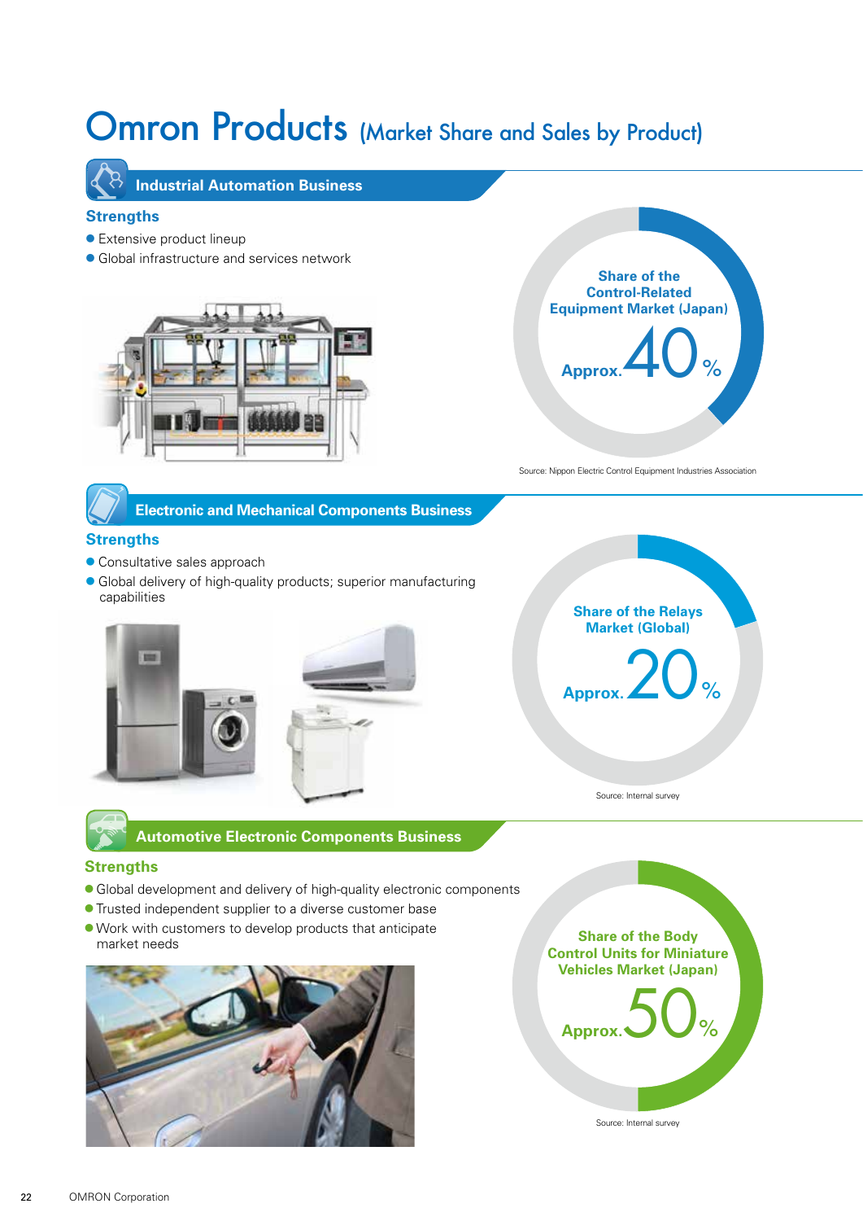# Omron Products (Market Share and Sales by Product)

## Industrial Automation Business

### Strengths

- Extensive product lineup
- Global infrastructure and services network

Share of the Control-Related Equipment Market (Japan)

Approx. 40%

Source: Nippon Electric Control Equipment Industries Association

## Electronic and Mechanical Components Business

### Strengths

- Consultative sales approach
- Global delivery of high-quality products; superior manufacturing capabilities

Share of the Relays Market (Global)

Approx. 20%

Source: Internal survey

## Automotive Electronic Components Business

### Strengths

- Global development and delivery of high-quality electronic components
- Trusted independent supplier to a diverse customer base
- Work with customers to develop products that anticipate market needs

Share of the Body Control Units for Miniature Vehicles Market (Japan)

Approx. 50%

Source: Internal survey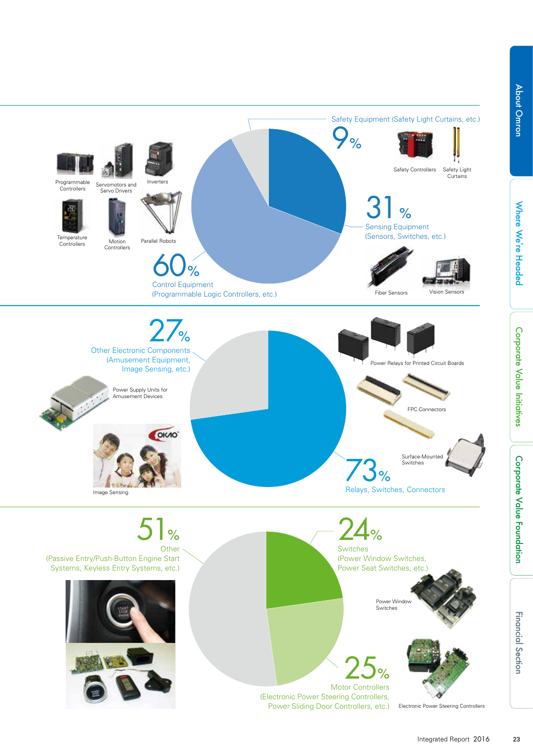Safety Equipment (Safety Light Curtains, etc.)

9%

Safety Controllers

Safety Light Curtains

31%

Sensing Equipment (Sensors, Switches, etc.)

Fiber Sensors

Vision Sensors

60%

Control Equipment (Programmable Logic Controllers, etc.)

Programmable Controllers

Servomotors and Servo Drivers

Inverters

Temperature Controllers

Motion Controllers

Parallel Robots

27%

Other Electronic Components (Amusement Equipment, Image Sensing, etc.)

Power Supply Units for Amusement Devices

Image Sensing

73%

Relays, Switches, Connectors

Power Relays for Printed Circuit Boards

FPC Connectors

Surface-Mounted Switches

51%

Other (Passive Entry/Push-Button Engine Start Systems, Keyless Entry Systems, etc.)

24%

Switches (Power Window Switches, Power Seat Switches, etc.)

Power Window Switches

25%

Motor Controllers (Electronic Power Steering Controllers, Power Sliding Door Controllers, etc.)

Electronic Power Steering Controllers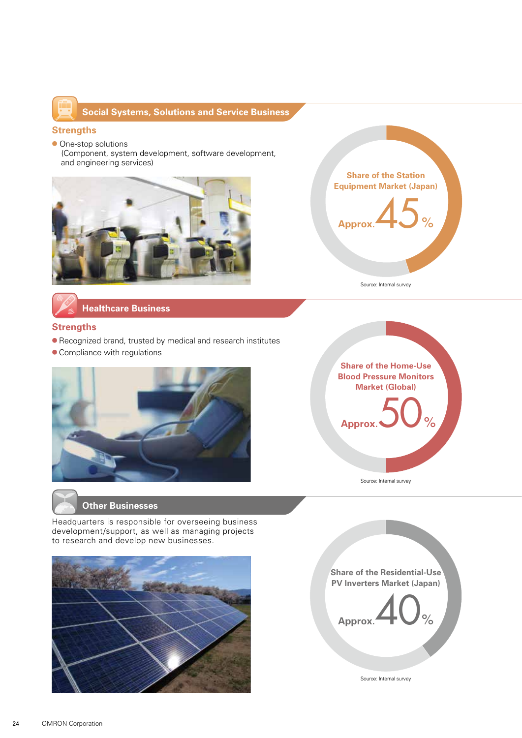## Social Systems, Solutions and Service Business

### Strengths

- One-stop solutions
  (Component, system development, software development, and engineering services)

Share of the Station Equipment Market (Japan)

Approx. 45%

Source: Internal survey

## Healthcare Business

### Strengths

- Recognized brand, trusted by medical and research institutes
- Compliance with regulations

Share of the Home-Use Blood Pressure Monitors Market (Global)

Approx. 50%

Source: Internal survey

## Other Businesses

Headquarters is responsible for overseeing business development/support, as well as managing projects to research and develop new businesses.

Share of the Residential-Use PV Inverters Market (Japan)

Approx. 40%

Source: Internal survey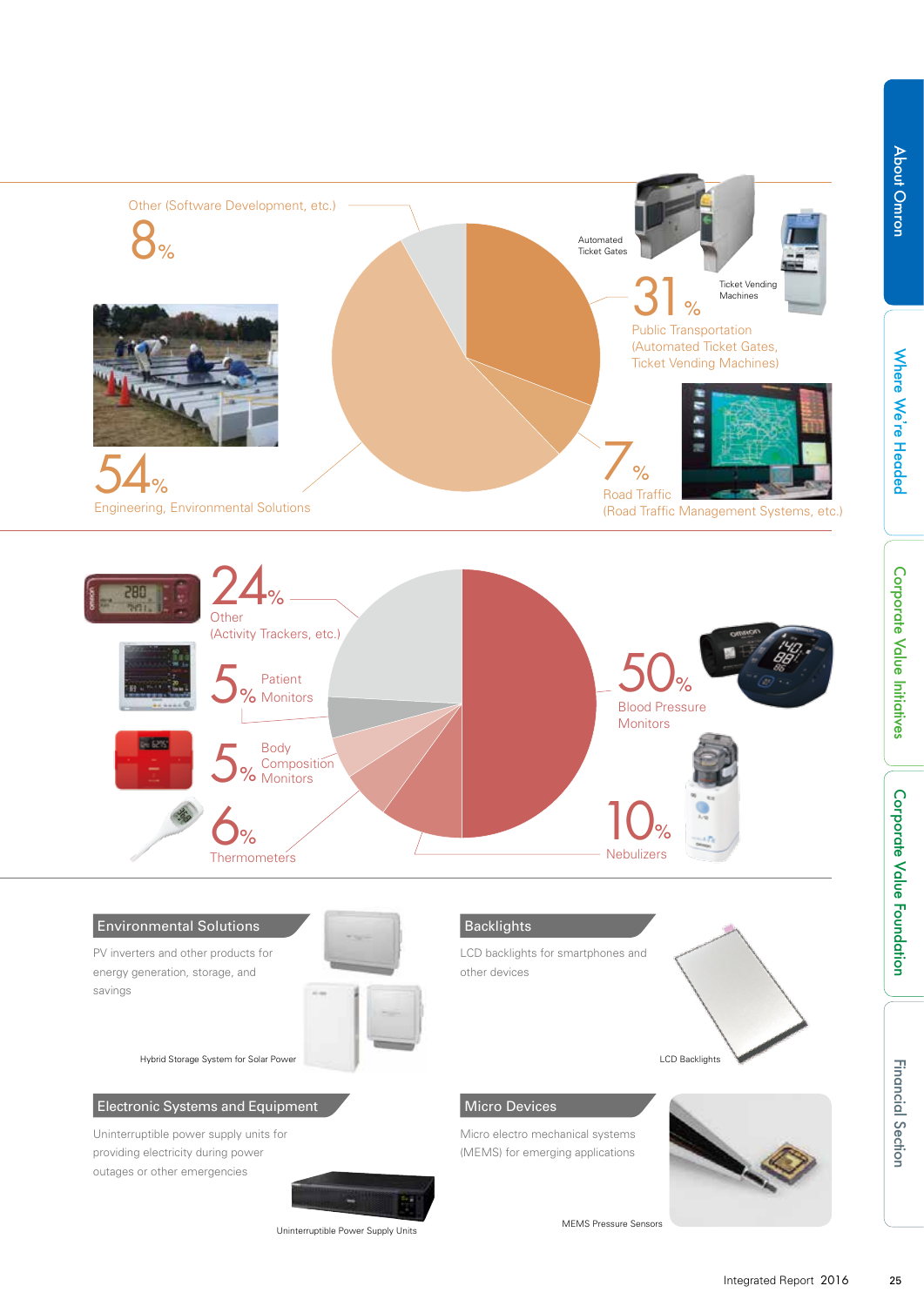Other (Software Development, etc.)
8%

Automated Ticket Gates

Ticket Vending Machines

31%
Public Transportation (Automated Ticket Gates, Ticket Vending Machines)

54%
Engineering, Environmental Solutions

7%
Road Traffic (Road Traffic Management Systems, etc.)

24%
Other (Activity Trackers, etc.)

5%
Patient Monitors

5%
Body Composition Monitors

6%
Thermometers

50%
Blood Pressure Monitors

10%
Nebulizers

## Environmental Solutions

PV inverters and other products for energy generation, storage, and savings

Hybrid Storage System for Solar Power

## Backlights

LCD backlights for smartphones and other devices

LCD Backlights

## Electronic Systems and Equipment

Uninterruptible power supply units for providing electricity during power outages or other emergencies

Uninterruptible Power Supply Units

## Micro Devices

Micro electro mechanical systems (MEMS) for emerging applications

MEMS Pressure Sensors